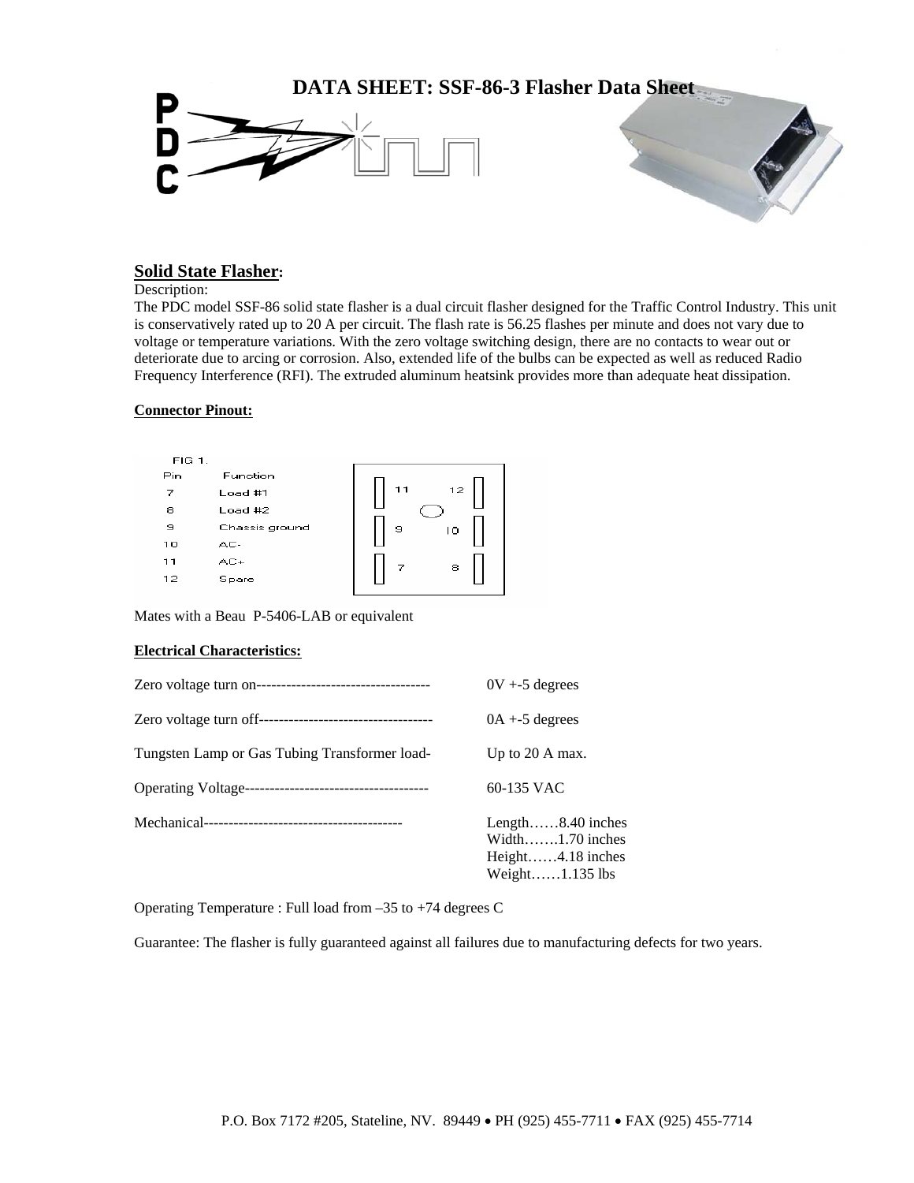# DATA SHEET: SSF-86-3 Flasher Data Sheet

## Solid State Flasher:

Description:

The PDC model SSF-86 solid state flasher is a dual circuit flasher designed for the Traffic Control Industry. This unit is conservatively rated up to 20 A per circuit. The flash rate is 56.25 flashes per minute and does not vary due to voltage or temperature variations. With the zero voltage switching design, there are no contacts to wear out or deteriorate due to arcing or corrosion. Also, extended life of the bulbs can be expected as well as reduced Radio Frequency Interference (RFI). The extruded aluminum heatsink provides more than adequate heat dissipation.

**Connector Pinout:**

FIG 1.

| Pin | Function |
|---|---|
| 7 | Load #1 |
| 8 | Load #2 |
| 9 | Chassis ground |
| 10 | AC- |
| 11 | AC+ |
| 12 | Spare |

Mates with a Beau P-5406-LAB or equivalent

**Electrical Characteristics:**

| | |
|---|---|
| Zero voltage turn on----------------------------------- | 0V +-5 degrees |
| Zero voltage turn off----------------------------------- | 0A +-5 degrees |
| Tungsten Lamp or Gas Tubing Transformer load- | Up to 20 A max. |
| Operating Voltage------------------------------------- | 60-135 VAC |
| Mechanical---------------------------------------- | Length……8.40 inches<br>Width…….1.70 inches<br>Height……4.18 inches<br>Weight……1.135 lbs |

Operating Temperature : Full load from –35 to +74 degrees C

Guarantee: The flasher is fully guaranteed against all failures due to manufacturing defects for two years.

P.O. Box 7172 #205, Stateline, NV. 89449 • PH (925) 455-7711 • FAX (925) 455-7714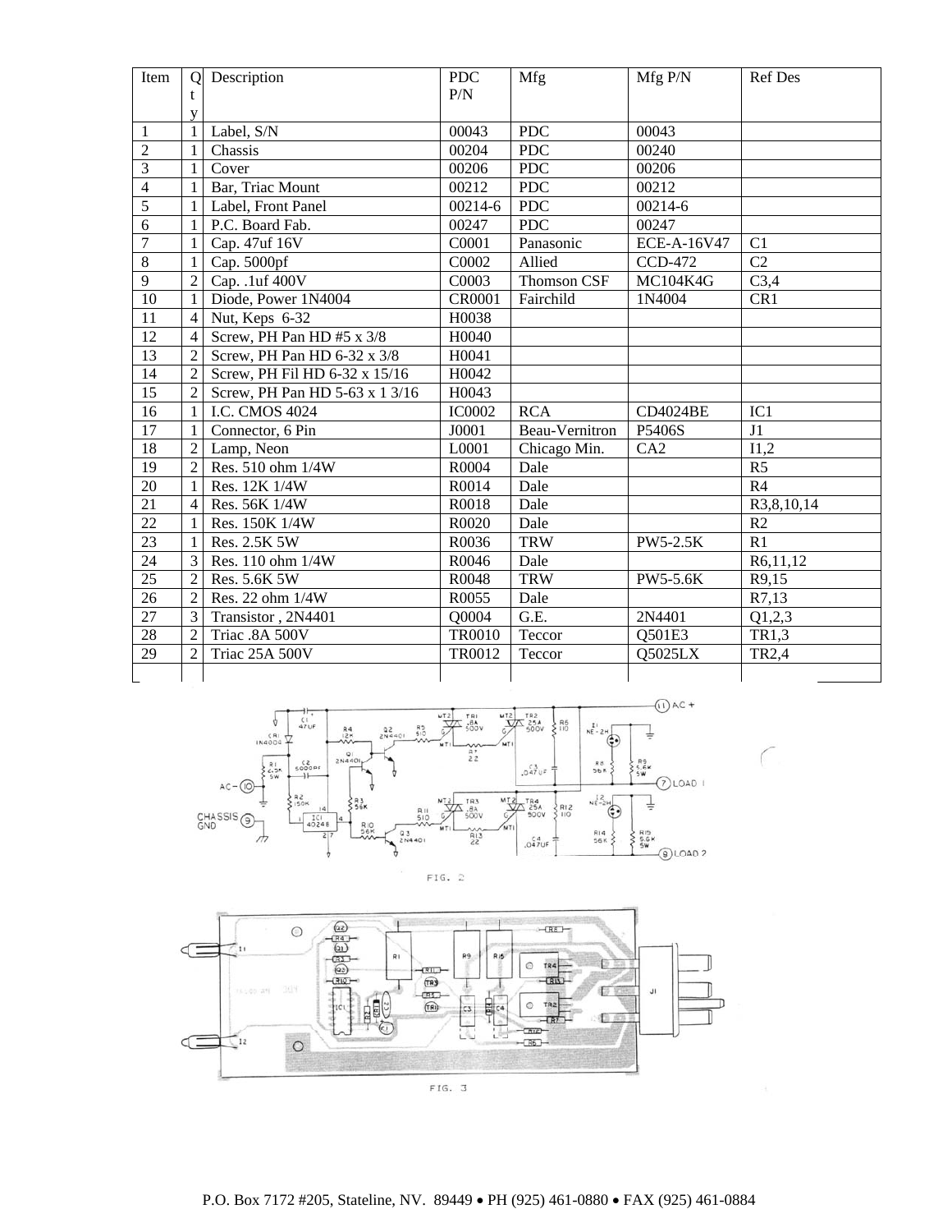| Item | Qty | Description | PDC P/N | Mfg | Mfg P/N | Ref Des |
|---|---|---|---|---|---|---|
| 1 | 1 | Label, S/N | 00043 | PDC | 00043 | |
| 2 | 1 | Chassis | 00204 | PDC | 00240 | |
| 3 | 1 | Cover | 00206 | PDC | 00206 | |
| 4 | 1 | Bar, Triac Mount | 00212 | PDC | 00212 | |
| 5 | 1 | Label, Front Panel | 00214-6 | PDC | 00214-6 | |
| 6 | 1 | P.C. Board Fab. | 00247 | PDC | 00247 | |
| 7 | 1 | Cap. 47uf 16V | C0001 | Panasonic | ECE-A-16V47 | C1 |
| 8 | 1 | Cap. 5000pf | C0002 | Allied | CCD-472 | C2 |
| 9 | 2 | Cap. .1uf 400V | C0003 | Thomson CSF | MC104K4G | C3,4 |
| 10 | 1 | Diode, Power 1N4004 | CR0001 | Fairchild | 1N4004 | CR1 |
| 11 | 4 | Nut, Keps 6-32 | H0038 | | | |
| 12 | 4 | Screw, PH Pan HD #5 x 3/8 | H0040 | | | |
| 13 | 2 | Screw, PH Pan HD 6-32 x 3/8 | H0041 | | | |
| 14 | 2 | Screw, PH Fil HD 6-32 x 15/16 | H0042 | | | |
| 15 | 2 | Screw, PH Pan HD 5-63 x 1 3/16 | H0043 | | | |
| 16 | 1 | I.C. CMOS 4024 | IC0002 | RCA | CD4024BE | IC1 |
| 17 | 1 | Connector, 6 Pin | J0001 | Beau-Vernitron | P5406S | J1 |
| 18 | 2 | Lamp, Neon | L0001 | Chicago Min. | CA2 | I1,2 |
| 19 | 2 | Res. 510 ohm 1/4W | R0004 | Dale | | R5 |
| 20 | 1 | Res. 12K 1/4W | R0014 | Dale | | R4 |
| 21 | 4 | Res. 56K 1/4W | R0018 | Dale | | R3,8,10,14 |
| 22 | 1 | Res. 150K 1/4W | R0020 | Dale | | R2 |
| 23 | 1 | Res. 2.5K 5W | R0036 | TRW | PW5-2.5K | R1 |
| 24 | 3 | Res. 110 ohm 1/4W | R0046 | Dale | | R6,11,12 |
| 25 | 2 | Res. 5.6K 5W | R0048 | TRW | PW5-5.6K | R9,15 |
| 26 | 2 | Res. 22 ohm 1/4W | R0055 | Dale | | R7,13 |
| 27 | 3 | Transistor , 2N4401 | Q0004 | G.E. | 2N4401 | Q1,2,3 |
| 28 | 2 | Triac .8A 500V | TR0010 | Teccor | Q501E3 | TR1,3 |
| 29 | 2 | Triac 25A 500V | TR0012 | Teccor | Q5025LX | TR2,4 |
| | | | | | | |

FIG. 2

FIG. 3

P.O. Box 7172 #205, Stateline, NV. 89449 • PH (925) 461-0880 • FAX (925) 461-0884